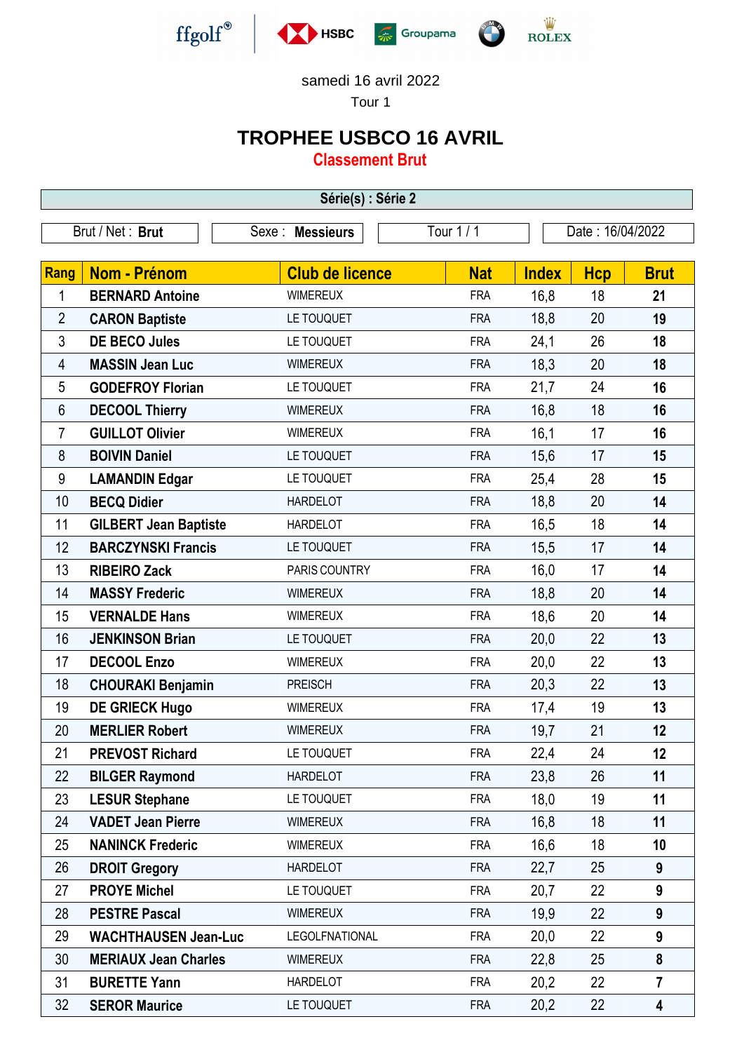ffgolf® HSBC Groupama BMW ROLEX

samedi 16 avril 2022

Tour 1

# TROPHEE USBCO 16 AVRIL

## Classement Brut

**Série(s) : Série 2**

| Brut / Net : **Brut** | Sexe : **Messieurs** | Tour 1 / 1 | Date : 16/04/2022 |
|---|---|---|---|

| Rang | Nom - Prénom | Club de licence | Nat | Index | Hcp | Brut |
|---|---|---|---|---|---|---|
| 1 | **BERNARD Antoine** | WIMEREUX | FRA | 16,8 | 18 | **21** |
| 2 | **CARON Baptiste** | LE TOUQUET | FRA | 18,8 | 20 | **19** |
| 3 | **DE BECO Jules** | LE TOUQUET | FRA | 24,1 | 26 | **18** |
| 4 | **MASSIN Jean Luc** | WIMEREUX | FRA | 18,3 | 20 | **18** |
| 5 | **GODEFROY Florian** | LE TOUQUET | FRA | 21,7 | 24 | **16** |
| 6 | **DECOOL Thierry** | WIMEREUX | FRA | 16,8 | 18 | **16** |
| 7 | **GUILLOT Olivier** | WIMEREUX | FRA | 16,1 | 17 | **16** |
| 8 | **BOIVIN Daniel** | LE TOUQUET | FRA | 15,6 | 17 | **15** |
| 9 | **LAMANDIN Edgar** | LE TOUQUET | FRA | 25,4 | 28 | **15** |
| 10 | **BECQ Didier** | HARDELOT | FRA | 18,8 | 20 | **14** |
| 11 | **GILBERT Jean Baptiste** | HARDELOT | FRA | 16,5 | 18 | **14** |
| 12 | **BARCZYNSKI Francis** | LE TOUQUET | FRA | 15,5 | 17 | **14** |
| 13 | **RIBEIRO Zack** | PARIS COUNTRY | FRA | 16,0 | 17 | **14** |
| 14 | **MASSY Frederic** | WIMEREUX | FRA | 18,8 | 20 | **14** |
| 15 | **VERNALDE Hans** | WIMEREUX | FRA | 18,6 | 20 | **14** |
| 16 | **JENKINSON Brian** | LE TOUQUET | FRA | 20,0 | 22 | **13** |
| 17 | **DECOOL Enzo** | WIMEREUX | FRA | 20,0 | 22 | **13** |
| 18 | **CHOURAKI Benjamin** | PREISCH | FRA | 20,3 | 22 | **13** |
| 19 | **DE GRIECK Hugo** | WIMEREUX | FRA | 17,4 | 19 | **13** |
| 20 | **MERLIER Robert** | WIMEREUX | FRA | 19,7 | 21 | **12** |
| 21 | **PREVOST Richard** | LE TOUQUET | FRA | 22,4 | 24 | **12** |
| 22 | **BILGER Raymond** | HARDELOT | FRA | 23,8 | 26 | **11** |
| 23 | **LESUR Stephane** | LE TOUQUET | FRA | 18,0 | 19 | **11** |
| 24 | **VADET Jean Pierre** | WIMEREUX | FRA | 16,8 | 18 | **11** |
| 25 | **NANINCK Frederic** | WIMEREUX | FRA | 16,6 | 18 | **10** |
| 26 | **DROIT Gregory** | HARDELOT | FRA | 22,7 | 25 | **9** |
| 27 | **PROYE Michel** | LE TOUQUET | FRA | 20,7 | 22 | **9** |
| 28 | **PESTRE Pascal** | WIMEREUX | FRA | 19,9 | 22 | **9** |
| 29 | **WACHTHAUSEN Jean-Luc** | LEGOLFNATIONAL | FRA | 20,0 | 22 | **9** |
| 30 | **MERIAUX Jean Charles** | WIMEREUX | FRA | 22,8 | 25 | **8** |
| 31 | **BURETTE Yann** | HARDELOT | FRA | 20,2 | 22 | **7** |
| 32 | **SEROR Maurice** | LE TOUQUET | FRA | 20,2 | 22 | **4** |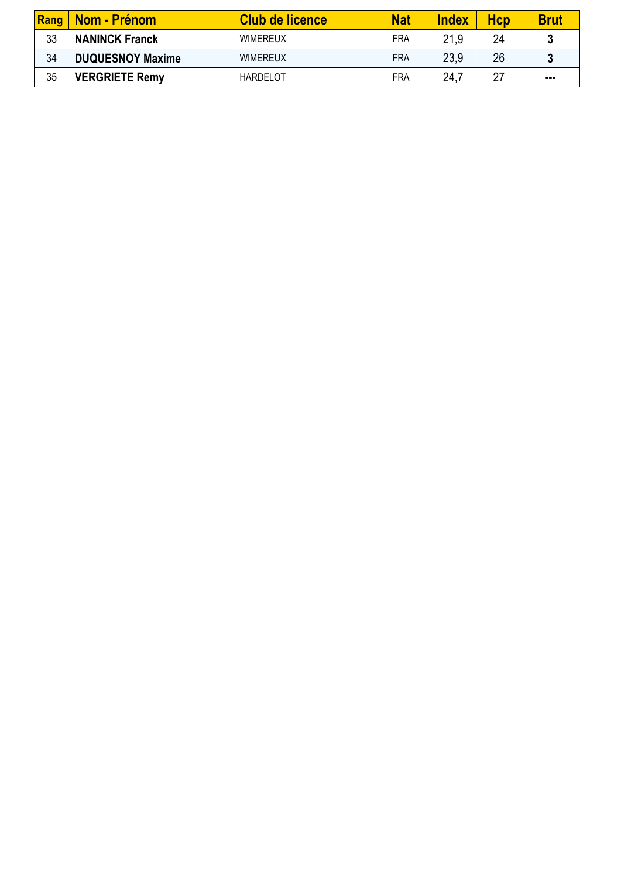| Rang | Nom - Prénom | Club de licence | Nat | Index | Hcp | Brut |
|---|---|---|---|---|---|---|
| 33 | **NANINCK Franck** | WIMEREUX | FRA | 21,9 | 24 | **3** |
| 34 | **DUQUESNOY Maxime** | WIMEREUX | FRA | 23,9 | 26 | **3** |
| 35 | **VERGRIETE Remy** | HARDELOT | FRA | 24,7 | 27 | **---** |